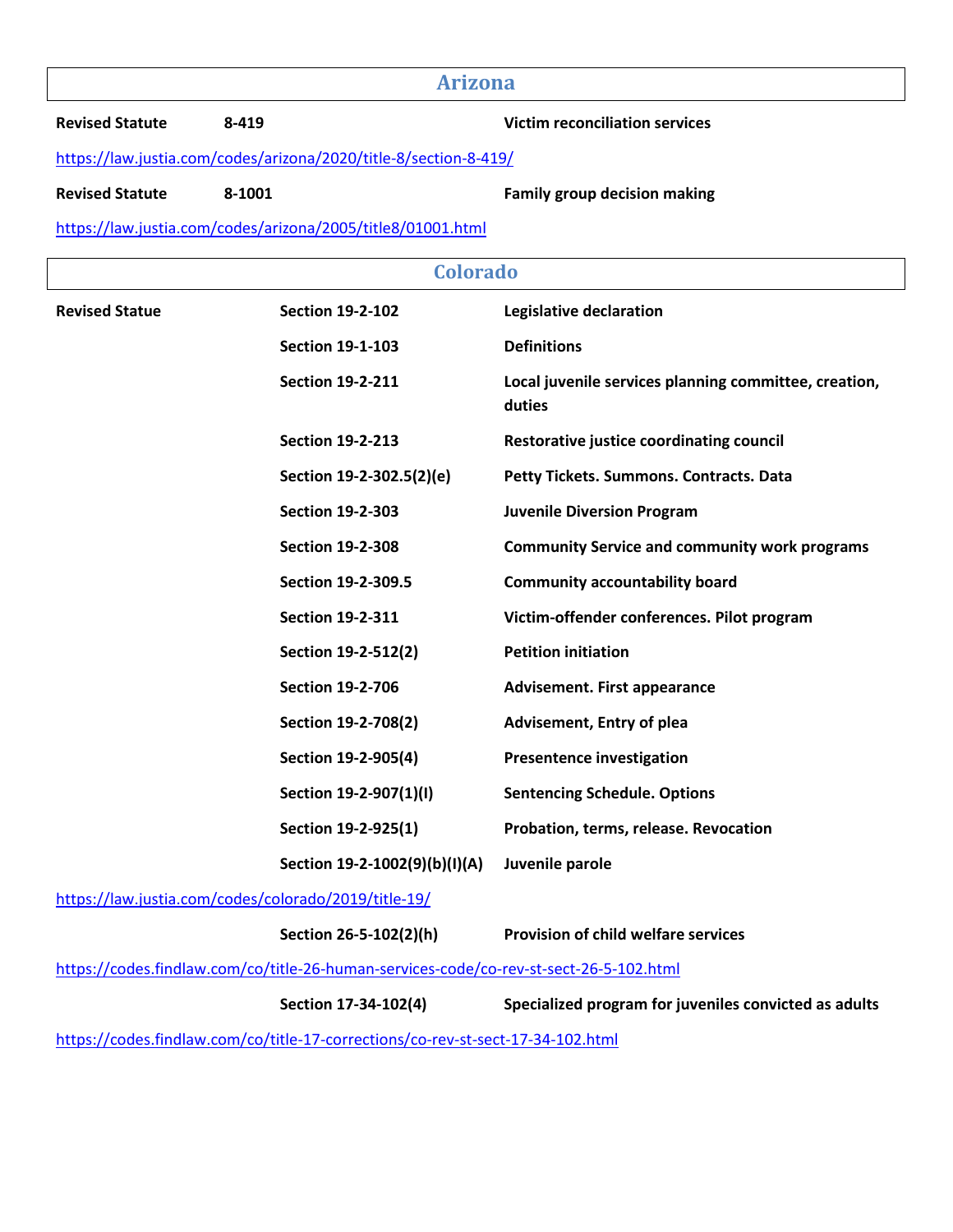## Arizona

| | | |
|---|---|---|
| **Revised Statute** | **8-419** | **Victim reconciliation services** |

https://law.justia.com/codes/arizona/2020/title-8/section-8-419/

| | | |
|---|---|---|
| **Revised Statute** | **8-1001** | **Family group decision making** |

https://law.justia.com/codes/arizona/2005/title8/01001.html

## Colorado

| | | |
|---|---|---|
| **Revised Statue** | **Section 19-2-102** | **Legislative declaration** |
| | **Section 19-1-103** | **Definitions** |
| | **Section 19-2-211** | **Local juvenile services planning committee, creation, duties** |
| | **Section 19-2-213** | **Restorative justice coordinating council** |
| | **Section 19-2-302.5(2)(e)** | **Petty Tickets. Summons. Contracts. Data** |
| | **Section 19-2-303** | **Juvenile Diversion Program** |
| | **Section 19-2-308** | **Community Service and community work programs** |
| | **Section 19-2-309.5** | **Community accountability board** |
| | **Section 19-2-311** | **Victim-offender conferences. Pilot program** |
| | **Section 19-2-512(2)** | **Petition initiation** |
| | **Section 19-2-706** | **Advisement. First appearance** |
| | **Section 19-2-708(2)** | **Advisement, Entry of plea** |
| | **Section 19-2-905(4)** | **Presentence investigation** |
| | **Section 19-2-907(1)(I)** | **Sentencing Schedule. Options** |
| | **Section 19-2-925(1)** | **Probation, terms, release. Revocation** |
| | **Section 19-2-1002(9)(b)(I)(A)** | **Juvenile parole** |

https://law.justia.com/codes/colorado/2019/title-19/

| | | |
|---|---|---|
| | **Section 26-5-102(2)(h)** | **Provision of child welfare services** |

https://codes.findlaw.com/co/title-26-human-services-code/co-rev-st-sect-26-5-102.html

| | | |
|---|---|---|
| | **Section 17-34-102(4)** | **Specialized program for juveniles convicted as adults** |

https://codes.findlaw.com/co/title-17-corrections/co-rev-st-sect-17-34-102.html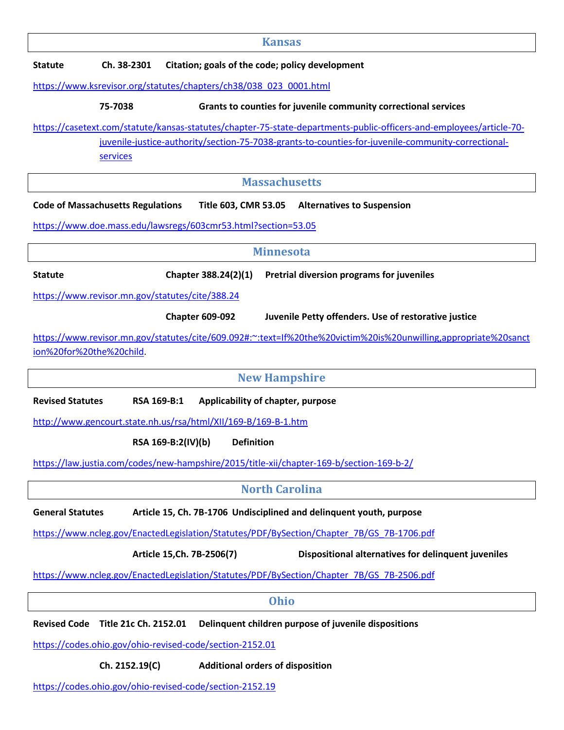## Kansas

**Statute** **Ch. 38-2301** **Citation; goals of the code; policy development**

https://www.ksrevisor.org/statutes/chapters/ch38/038_023_0001.html

**75-7038** **Grants to counties for juvenile community correctional services**

https://casetext.com/statute/kansas-statutes/chapter-75-state-departments-public-officers-and-employees/article-70-juvenile-justice-authority/section-75-7038-grants-to-counties-for-juvenile-community-correctional-services

## Massachusetts

**Code of Massachusetts Regulations** **Title 603, CMR 53.05** **Alternatives to Suspension**

https://www.doe.mass.edu/lawsregs/603cmr53.html?section=53.05

## Minnesota

**Statute** **Chapter 388.24(2)(1)** **Pretrial diversion programs for juveniles**

https://www.revisor.mn.gov/statutes/cite/388.24

**Chapter 609-092** **Juvenile Petty offenders. Use of restorative justice**

https://www.revisor.mn.gov/statutes/cite/609.092#:~:text=If%20the%20victim%20is%20unwilling,appropriate%20sanction%20for%20the%20child.

## New Hampshire

**Revised Statutes** **RSA 169-B:1** **Applicability of chapter, purpose**

http://www.gencourt.state.nh.us/rsa/html/XII/169-B/169-B-1.htm

**RSA 169-B:2(IV)(b)** **Definition**

https://law.justia.com/codes/new-hampshire/2015/title-xii/chapter-169-b/section-169-b-2/

## North Carolina

**General Statutes** **Article 15, Ch. 7B-1706** **Undisciplined and delinquent youth, purpose**

https://www.ncleg.gov/EnactedLegislation/Statutes/PDF/BySection/Chapter_7B/GS_7B-1706.pdf

**Article 15,Ch. 7B-2506(7)** **Dispositional alternatives for delinquent juveniles**

https://www.ncleg.gov/EnactedLegislation/Statutes/PDF/BySection/Chapter_7B/GS_7B-2506.pdf

## Ohio

**Revised Code** **Title 21c Ch. 2152.01** **Delinquent children purpose of juvenile dispositions**

https://codes.ohio.gov/ohio-revised-code/section-2152.01

**Ch. 2152.19(C)** **Additional orders of disposition**

https://codes.ohio.gov/ohio-revised-code/section-2152.19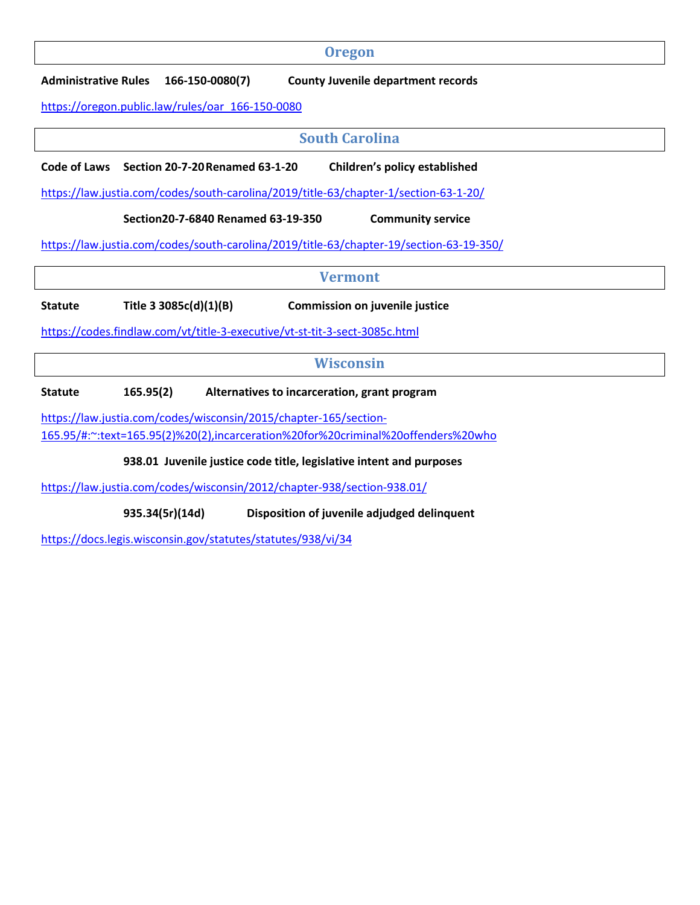## Oregon

**Administrative Rules 166-150-0080(7) County Juvenile department records**

https://oregon.public.law/rules/oar_166-150-0080

## South Carolina

**Code of Laws Section 20-7-20 Renamed 63-1-20 Children's policy established**

https://law.justia.com/codes/south-carolina/2019/title-63/chapter-1/section-63-1-20/

**Section20-7-6840 Renamed 63-19-350 Community service**

https://law.justia.com/codes/south-carolina/2019/title-63/chapter-19/section-63-19-350/

## Vermont

**Statute Title 3 3085c(d)(1)(B) Commission on juvenile justice**

https://codes.findlaw.com/vt/title-3-executive/vt-st-tit-3-sect-3085c.html

## Wisconsin

**Statute 165.95(2) Alternatives to incarceration, grant program**

https://law.justia.com/codes/wisconsin/2015/chapter-165/section-165.95/#:~:text=165.95(2)%20(2),incarceration%20for%20criminal%20offenders%20who

**938.01 Juvenile justice code title, legislative intent and purposes**

https://law.justia.com/codes/wisconsin/2012/chapter-938/section-938.01/

**935.34(5r)(14d) Disposition of juvenile adjudged delinquent**

https://docs.legis.wisconsin.gov/statutes/statutes/938/vi/34